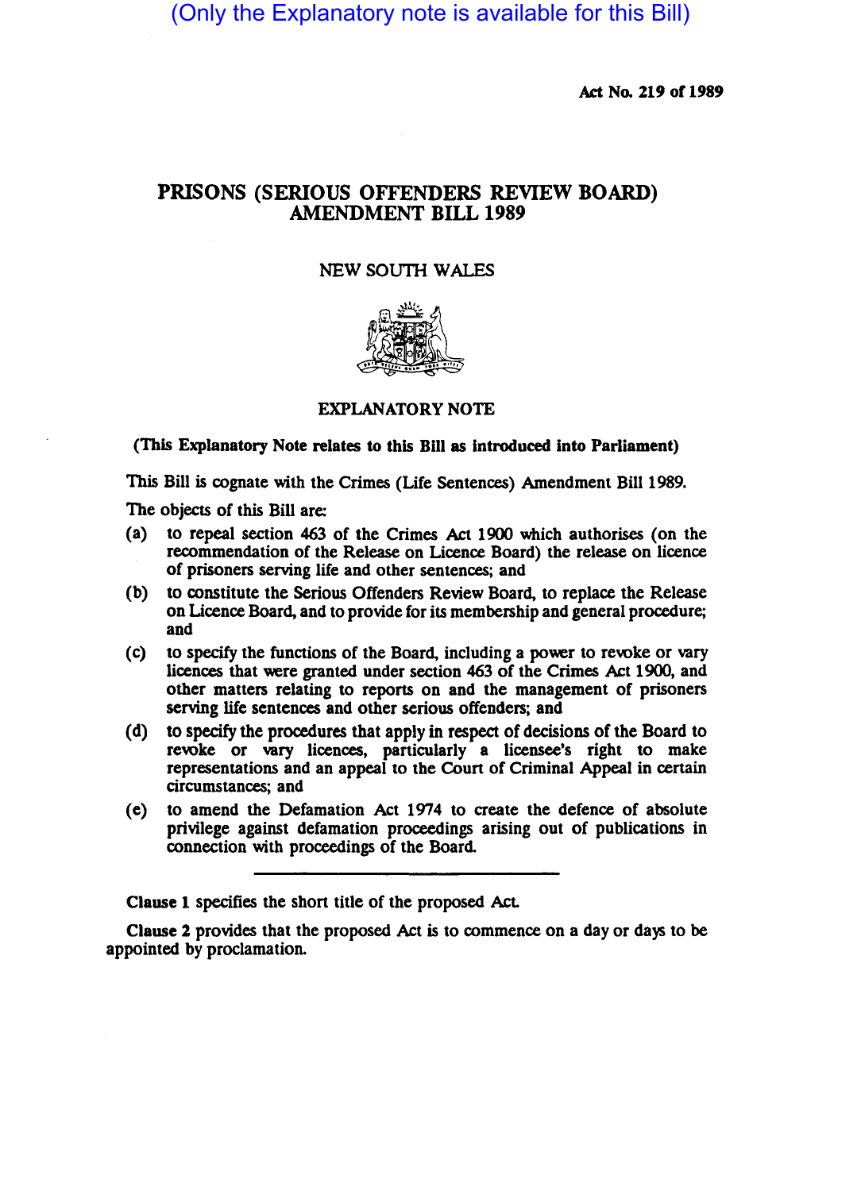(Only the Explanatory note is available for this Bill)

Act No. 219 of 1989

# PRISONS (SERIOUS OFFENDERS REVIEW BOARD) AMENDMENT BILL 1989

NEW SOUTH WALES

## EXPLANATORY NOTE

**(This Explanatory Note relates to this Bill as introduced into Parliament)**

This Bill is cognate with the Crimes (Life Sentences) Amendment Bill 1989.

The objects of this Bill are:

(a) to repeal section 463 of the Crimes Act 1900 which authorises (on the recommendation of the Release on Licence Board) the release on licence of prisoners serving life and other sentences; and

(b) to constitute the Serious Offenders Review Board, to replace the Release on Licence Board, and to provide for its membership and general procedure; and

(c) to specify the functions of the Board, including a power to revoke or vary licences that were granted under section 463 of the Crimes Act 1900, and other matters relating to reports on and the management of prisoners serving life sentences and other serious offenders; and

(d) to specify the procedures that apply in respect of decisions of the Board to revoke or vary licences, particularly a licensee's right to make representations and an appeal to the Court of Criminal Appeal in certain circumstances; and

(e) to amend the Defamation Act 1974 to create the defence of absolute privilege against defamation proceedings arising out of publications in connection with proceedings of the Board.

---

**Clause 1** specifies the short title of the proposed Act.

**Clause 2** provides that the proposed Act is to commence on a day or days to be appointed by proclamation.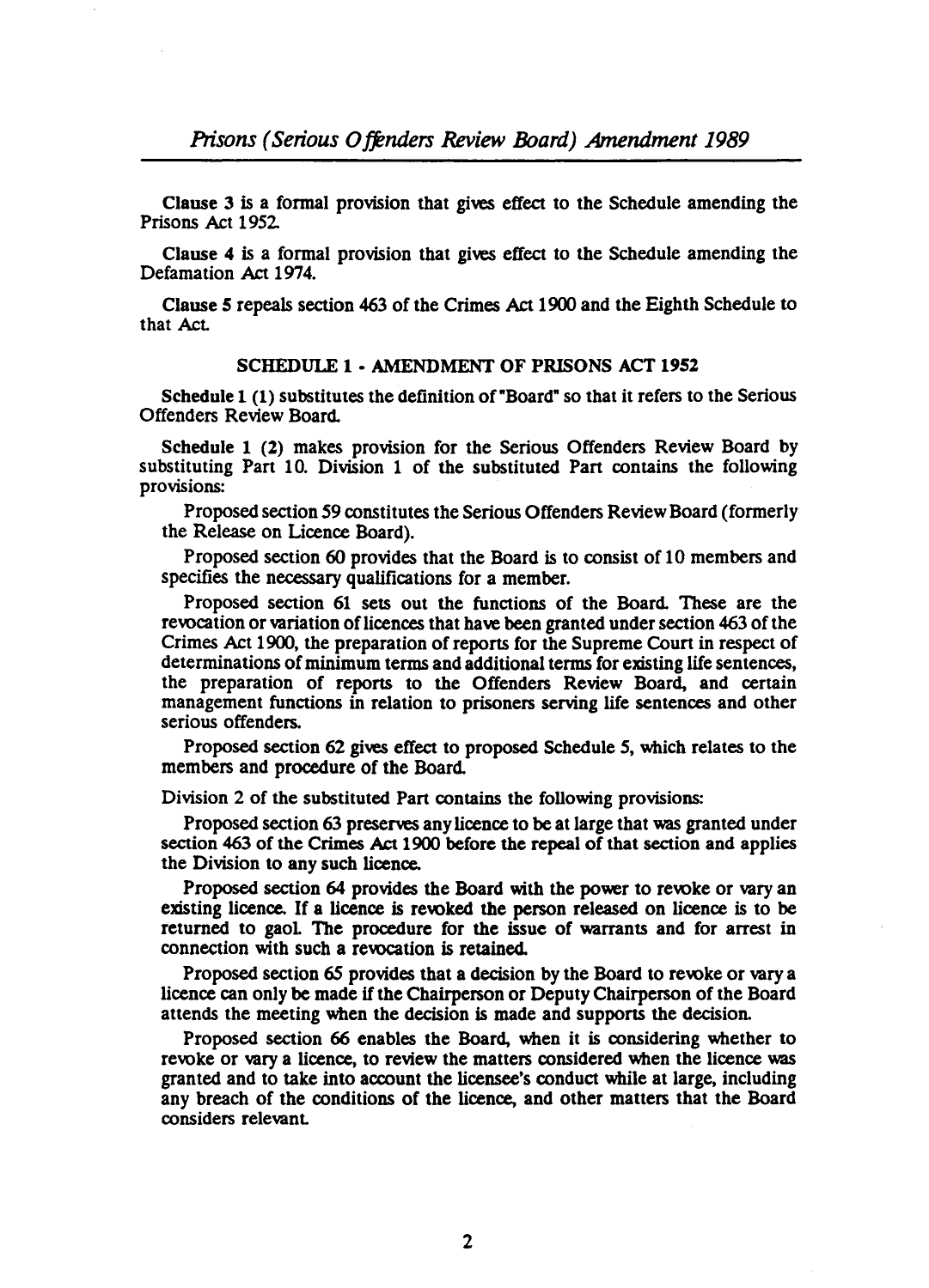Clause 3 is a formal provision that gives effect to the Schedule amending the Prisons Act 1952.

Clause 4 is a formal provision that gives effect to the Schedule amending the Defamation Act 1974.

Clause 5 repeals section 463 of the Crimes Act 1900 and the Eighth Schedule to that Act.

## SCHEDULE 1 - AMENDMENT OF PRISONS ACT 1952

Schedule 1 (1) substitutes the definition of "Board" so that it refers to the Serious Offenders Review Board.

Schedule 1 (2) makes provision for the Serious Offenders Review Board by substituting Part 10. Division 1 of the substituted Part contains the following provisions:

Proposed section 59 constitutes the Serious Offenders Review Board (formerly the Release on Licence Board).

Proposed section 60 provides that the Board is to consist of 10 members and specifies the necessary qualifications for a member.

Proposed section 61 sets out the functions of the Board. These are the revocation or variation of licences that have been granted under section 463 of the Crimes Act 1900, the preparation of reports for the Supreme Court in respect of determinations of minimum terms and additional terms for existing life sentences, the preparation of reports to the Offenders Review Board, and certain management functions in relation to prisoners serving life sentences and other serious offenders.

Proposed section 62 gives effect to proposed Schedule 5, which relates to the members and procedure of the Board.

Division 2 of the substituted Part contains the following provisions:

Proposed section 63 preserves any licence to be at large that was granted under section 463 of the Crimes Act 1900 before the repeal of that section and applies the Division to any such licence.

Proposed section 64 provides the Board with the power to revoke or vary an existing licence. If a licence is revoked the person released on licence is to be returned to gaol. The procedure for the issue of warrants and for arrest in connection with such a revocation is retained.

Proposed section 65 provides that a decision by the Board to revoke or vary a licence can only be made if the Chairperson or Deputy Chairperson of the Board attends the meeting when the decision is made and supports the decision.

Proposed section 66 enables the Board, when it is considering whether to revoke or vary a licence, to review the matters considered when the licence was granted and to take into account the licensee's conduct while at large, including any breach of the conditions of the licence, and other matters that the Board considers relevant.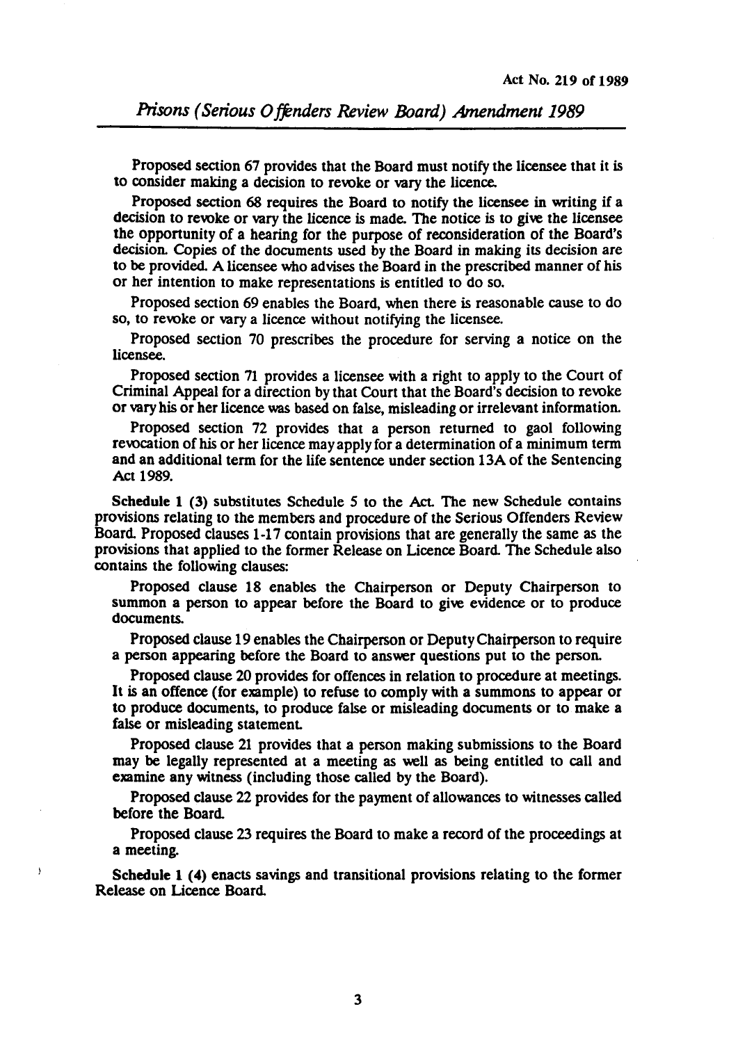Proposed section 67 provides that the Board must notify the licensee that it is to consider making a decision to revoke or vary the licence.

Proposed section 68 requires the Board to notify the licensee in writing if a decision to revoke or vary the licence is made. The notice is to give the licensee the opportunity of a hearing for the purpose of reconsideration of the Board's decision. Copies of the documents used by the Board in making its decision are to be provided. A licensee who advises the Board in the prescribed manner of his or her intention to make representations is entitled to do so.

Proposed section 69 enables the Board, when there is reasonable cause to do so, to revoke or vary a licence without notifying the licensee.

Proposed section 70 prescribes the procedure for serving a notice on the licensee.

Proposed section 71 provides a licensee with a right to apply to the Court of Criminal Appeal for a direction by that Court that the Board's decision to revoke or vary his or her licence was based on false, misleading or irrelevant information.

Proposed section 72 provides that a person returned to gaol following revocation of his or her licence may apply for a determination of a minimum term and an additional term for the life sentence under section 13A of the Sentencing Act 1989.

**Schedule 1 (3)** substitutes Schedule 5 to the Act. The new Schedule contains provisions relating to the members and procedure of the Serious Offenders Review Board. Proposed clauses 1-17 contain provisions that are generally the same as the provisions that applied to the former Release on Licence Board. The Schedule also contains the following clauses:

Proposed clause 18 enables the Chairperson or Deputy Chairperson to summon a person to appear before the Board to give evidence or to produce documents.

Proposed clause 19 enables the Chairperson or Deputy Chairperson to require a person appearing before the Board to answer questions put to the person.

Proposed clause 20 provides for offences in relation to procedure at meetings. It is an offence (for example) to refuse to comply with a summons to appear or to produce documents, to produce false or misleading documents or to make a false or misleading statement.

Proposed clause 21 provides that a person making submissions to the Board may be legally represented at a meeting as well as being entitled to call and examine any witness (including those called by the Board).

Proposed clause 22 provides for the payment of allowances to witnesses called before the Board.

Proposed clause 23 requires the Board to make a record of the proceedings at a meeting.

**Schedule 1 (4)** enacts savings and transitional provisions relating to the former Release on Licence Board.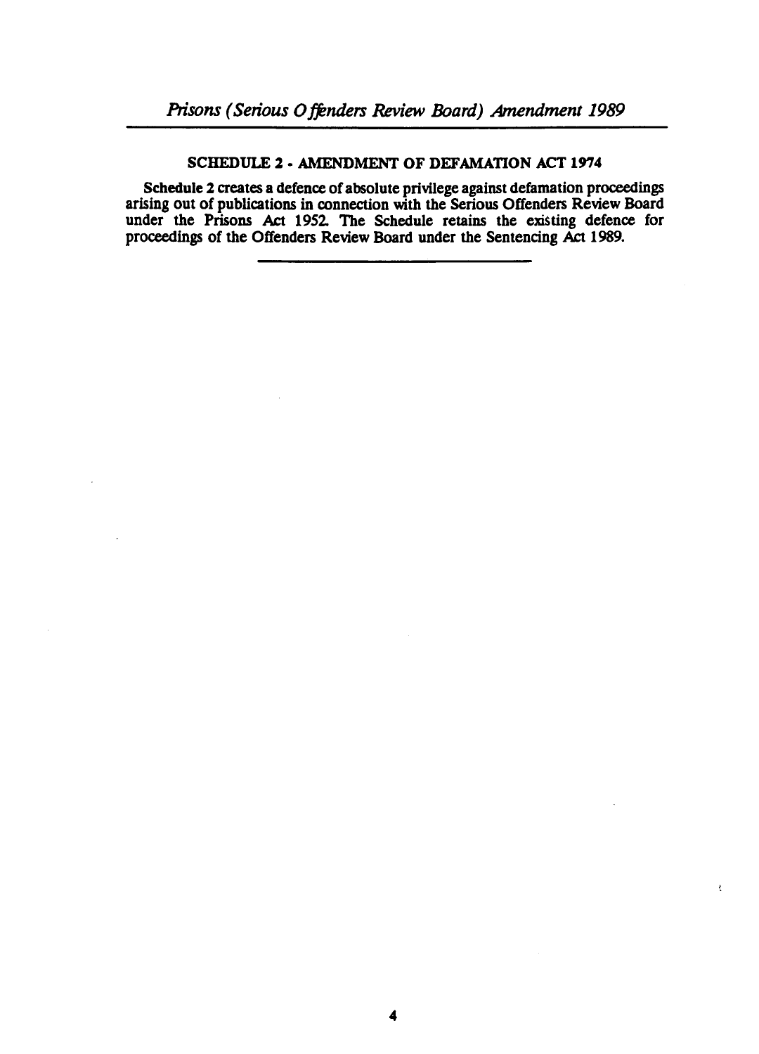## SCHEDULE 2 - AMENDMENT OF DEFAMATION ACT 1974

Schedule 2 creates a defence of absolute privilege against defamation proceedings arising out of publications in connection with the Serious Offenders Review Board under the Prisons Act 1952. The Schedule retains the existing defence for proceedings of the Offenders Review Board under the Sentencing Act 1989.